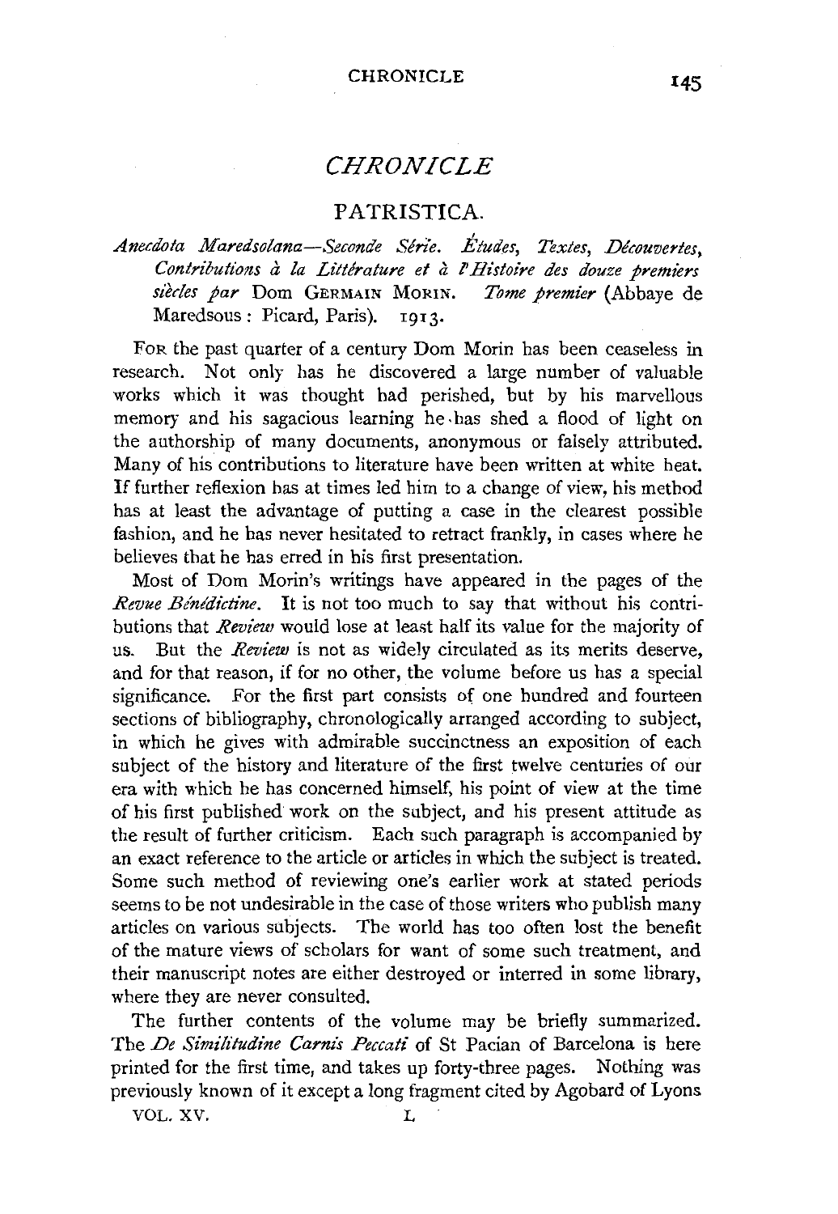# *CHRONICLE*

## PATRISTICA.

*Anecdota Maredsolana—Seconde Série. Études, Textes, Découvertes, Contributions à la Littérature et à l'Histoire des douze premiers siècles par* Dom GERMAIN MORIN. *Tome premier* (Abbaye de Maredsous: Picard, Paris). 1913.

FOR the past quarter of a century Dom Morin has been ceaseless in research. Not only has he discovered a large number of valuable works which it was thought had perished, but by his marvellous memory and his sagacious learning he has shed a flood of light on the authorship of many documents, anonymous or falsely attributed. Many of his contributions to literature have been written at white heat. If further reflexion has at times led him to a change of view, his method has at least the advantage of putting a case in the clearest possible fashion, and he has never hesitated to retract frankly, in cases where he believes that he has erred in his first presentation.

Most of Dom Morin's writings have appeared in the pages of the *Revue Bénédictine*. It is not too much to say that without his contributions that *Review* would lose at least half its value for the majority of us. But the *Review* is not as widely circulated as its merits deserve, and for that reason, if for no other, the volume before us has a special significance. For the first part consists of one hundred and fourteen sections of bibliography, chronologically arranged according to subject, in which he gives with admirable succinctness an exposition of each subject of the history and literature of the first twelve centuries of our era with which he has concerned himself, his point of view at the time of his first published work on the subject, and his present attitude as the result of further criticism. Each such paragraph is accompanied by an exact reference to the article or articles in which the subject is treated. Some such method of reviewing one's earlier work at stated periods seems to be not undesirable in the case of those writers who publish many articles on various subjects. The world has too often lost the benefit of the mature views of scholars for want of some such treatment, and their manuscript notes are either destroyed or interred in some library, where they are never consulted.

The further contents of the volume may be briefly summarized. The *De Similitudine Carnis Peccati* of St Pacian of Barcelona is here printed for the first time, and takes up forty-three pages. Nothing was previously known of it except a long fragment cited by Agobard of Lyons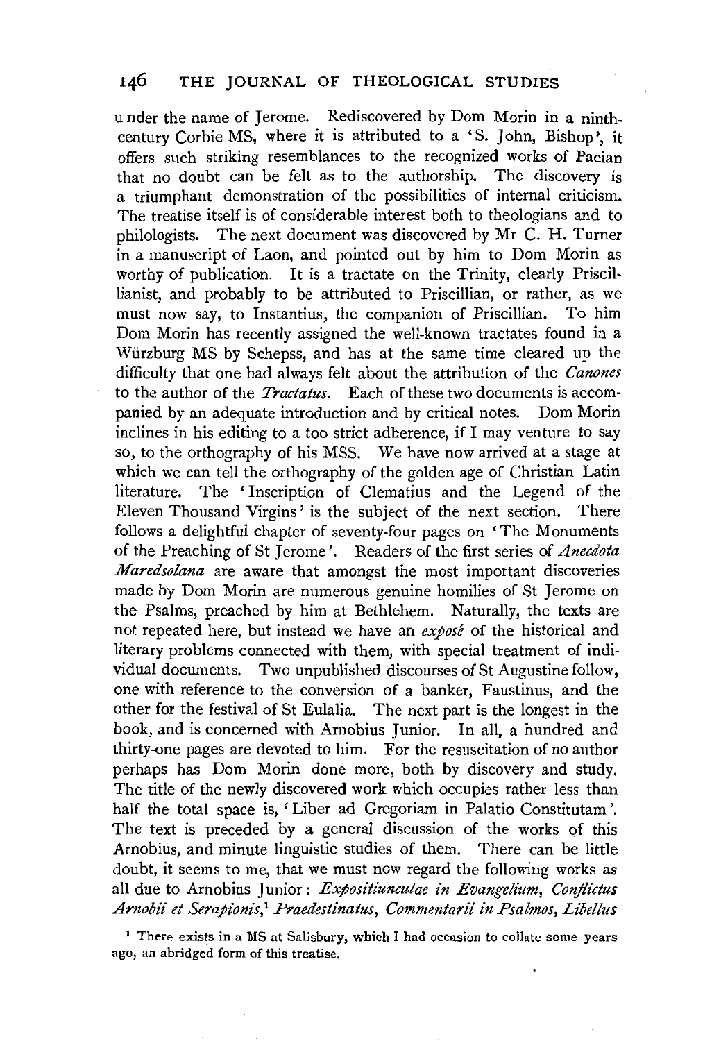under the name of Jerome. Rediscovered by Dom Morin in a ninth-century Corbie MS, where it is attributed to a 'S. John, Bishop', it offers such striking resemblances to the recognized works of Pacian that no doubt can be felt as to the authorship. The discovery is a triumphant demonstration of the possibilities of internal criticism. The treatise itself is of considerable interest both to theologians and to philologists. The next document was discovered by Mr C. H. Turner in a manuscript of Laon, and pointed out by him to Dom Morin as worthy of publication. It is a tractate on the Trinity, clearly Priscillianist, and probably to be attributed to Priscillian, or rather, as we must now say, to Instantius, the companion of Priscillian. To him Dom Morin has recently assigned the well-known tractates found in a Würzburg MS by Schepss, and has at the same time cleared up the difficulty that one had always felt about the attribution of the *Canones* to the author of the *Tractatus*. Each of these two documents is accompanied by an adequate introduction and by critical notes. Dom Morin inclines in his editing to a too strict adherence, if I may venture to say so, to the orthography of his MSS. We have now arrived at a stage at which we can tell the orthography of the golden age of Christian Latin literature. The 'Inscription of Clematius and the Legend of the Eleven Thousand Virgins' is the subject of the next section. There follows a delightful chapter of seventy-four pages on 'The Monuments of the Preaching of St Jerome'. Readers of the first series of *Anecdota Maredsolana* are aware that amongst the most important discoveries made by Dom Morin are numerous genuine homilies of St Jerome on the Psalms, preached by him at Bethlehem. Naturally, the texts are not repeated here, but instead we have an *exposé* of the historical and literary problems connected with them, with special treatment of individual documents. Two unpublished discourses of St Augustine follow, one with reference to the conversion of a banker, Faustinus, and the other for the festival of St Eulalia. The next part is the longest in the book, and is concerned with Arnobius Junior. In all, a hundred and thirty-one pages are devoted to him. For the resuscitation of no author perhaps has Dom Morin done more, both by discovery and study. The title of the newly discovered work which occupies rather less than half the total space is, 'Liber ad Gregoriam in Palatio Constitutam'. The text is preceded by a general discussion of the works of this Arnobius, and minute linguistic studies of them. There can be little doubt, it seems to me, that we must now regard the following works as all due to Arnobius Junior: *Expositiunculae in Evangelium*, *Conflictus Arnobii et Serapionis*,[1] *Praedestinatus*, *Commentarii in Psalmos*, *Libellus*

[1] There exists in a MS at Salisbury, which I had occasion to collate some years ago, an abridged form of this treatise.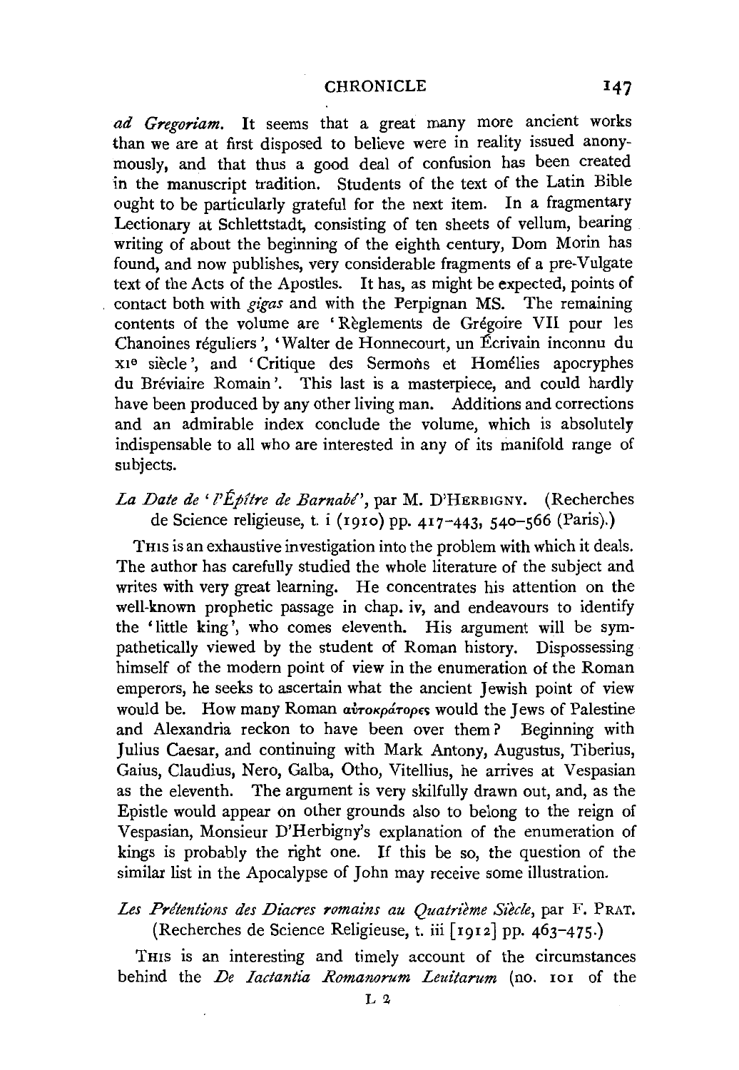*ad Gregoriam*. It seems that a great many more ancient works than we are at first disposed to believe were in reality issued anonymously, and that thus a good deal of confusion has been created in the manuscript tradition. Students of the text of the Latin Bible ought to be particularly grateful for the next item. In a fragmentary Lectionary at Schlettstadt, consisting of ten sheets of vellum, bearing writing of about the beginning of the eighth century, Dom Morin has found, and now publishes, very considerable fragments of a pre-Vulgate text of the Acts of the Apostles. It has, as might be expected, points of contact both with *gigas* and with the Perpignan MS. The remaining contents of the volume are 'Règlements de Grégoire VII pour les Chanoines réguliers', 'Walter de Honnecourt, un Écrivain inconnu du XI[e] siècle', and 'Critique des Sermons et Homélies apocryphes du Bréviaire Romain'. This last is a masterpiece, and could hardly have been produced by any other living man. Additions and corrections and an admirable index conclude the volume, which is absolutely indispensable to all who are interested in any of its manifold range of subjects.

*La Date de 'l'Épître de Barnabé'*, par M. D'HERBIGNY. (Recherches de Science religieuse, t. i (1910) pp. 417–443, 540–566 (Paris).)

THIS is an exhaustive investigation into the problem with which it deals. The author has carefully studied the whole literature of the subject and writes with very great learning. He concentrates his attention on the well-known prophetic passage in chap. iv, and endeavours to identify the 'little king', who comes eleventh. His argument will be sympathetically viewed by the student of Roman history. Dispossessing himself of the modern point of view in the enumeration of the Roman emperors, he seeks to ascertain what the ancient Jewish point of view would be. How many Roman αὐτοκράτορες would the Jews of Palestine and Alexandria reckon to have been over them? Beginning with Julius Caesar, and continuing with Mark Antony, Augustus, Tiberius, Gaius, Claudius, Nero, Galba, Otho, Vitellius, he arrives at Vespasian as the eleventh. The argument is very skilfully drawn out, and, as the Epistle would appear on other grounds also to belong to the reign of Vespasian, Monsieur D'Herbigny's explanation of the enumeration of kings is probably the right one. If this be so, the question of the similar list in the Apocalypse of John may receive some illustration.

*Les Prétentions des Diacres romains au Quatrième Siècle*, par F. PRAT. (Recherches de Science Religieuse, t. iii [1912] pp. 463–475.)

THIS is an interesting and timely account of the circumstances behind the *De Iactantia Romanorum Leuitarum* (no. 101 of the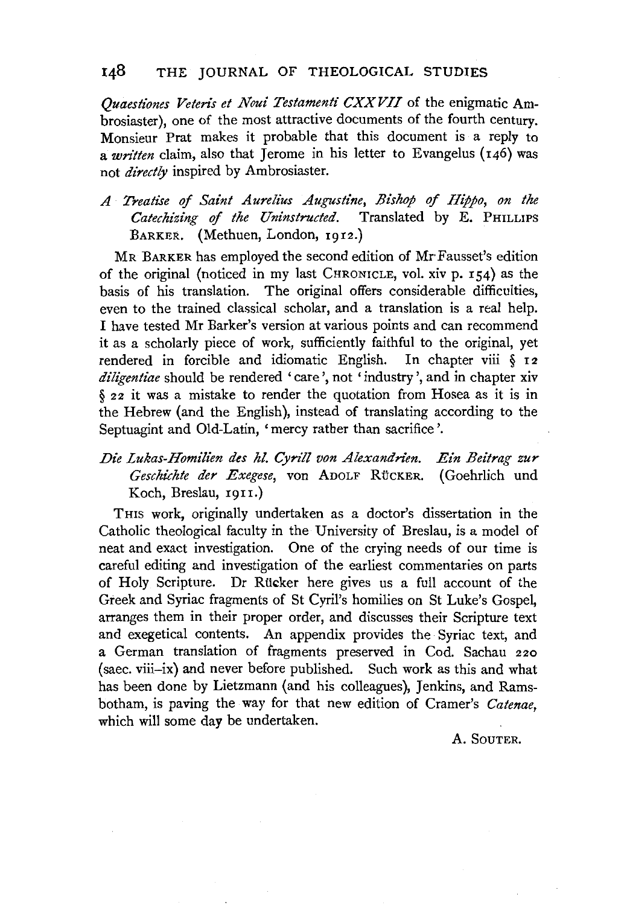*Quaestiones Veteris et Noui Testamenti CXXVII* of the enigmatic Ambrosiaster), one of the most attractive documents of the fourth century. Monsieur Prat makes it probable that this document is a reply to a *written* claim, also that Jerome in his letter to Evangelus (146) was not *directly* inspired by Ambrosiaster.

*A Treatise of Saint Aurelius Augustine, Bishop of Hippo, on the Catechizing of the Uninstructed.* Translated by E. PHILLIPS BARKER. (Methuen, London, 1912.)

MR BARKER has employed the second edition of Mr Fausset's edition of the original (noticed in my last CHRONICLE, vol. xiv p. 154) as the basis of his translation. The original offers considerable difficulties, even to the trained classical scholar, and a translation is a real help. I have tested Mr Barker's version at various points and can recommend it as a scholarly piece of work, sufficiently faithful to the original, yet rendered in forcible and idiomatic English. In chapter viii § 12 *diligentiae* should be rendered 'care', not 'industry', and in chapter xiv § 22 it was a mistake to render the quotation from Hosea as it is in the Hebrew (and the English), instead of translating according to the Septuagint and Old-Latin, 'mercy rather than sacrifice'.

*Die Lukas-Homilien des hl. Cyrill von Alexandrien. Ein Beitrag zur Geschichte der Exegese*, von ADOLF RÜCKER. (Goehrlich und Koch, Breslau, 1911.)

THIS work, originally undertaken as a doctor's dissertation in the Catholic theological faculty in the University of Breslau, is a model of neat and exact investigation. One of the crying needs of our time is careful editing and investigation of the earliest commentaries on parts of Holy Scripture. Dr Rücker here gives us a full account of the Greek and Syriac fragments of St Cyril's homilies on St Luke's Gospel, arranges them in their proper order, and discusses their Scripture text and exegetical contents. An appendix provides the Syriac text, and a German translation of fragments preserved in Cod. Sachau 220 (saec. viii–ix) and never before published. Such work as this and what has been done by Lietzmann (and his colleagues), Jenkins, and Ramsbotham, is paving the way for that new edition of Cramer's *Catenae*, which will some day be undertaken.

A. SOUTER.